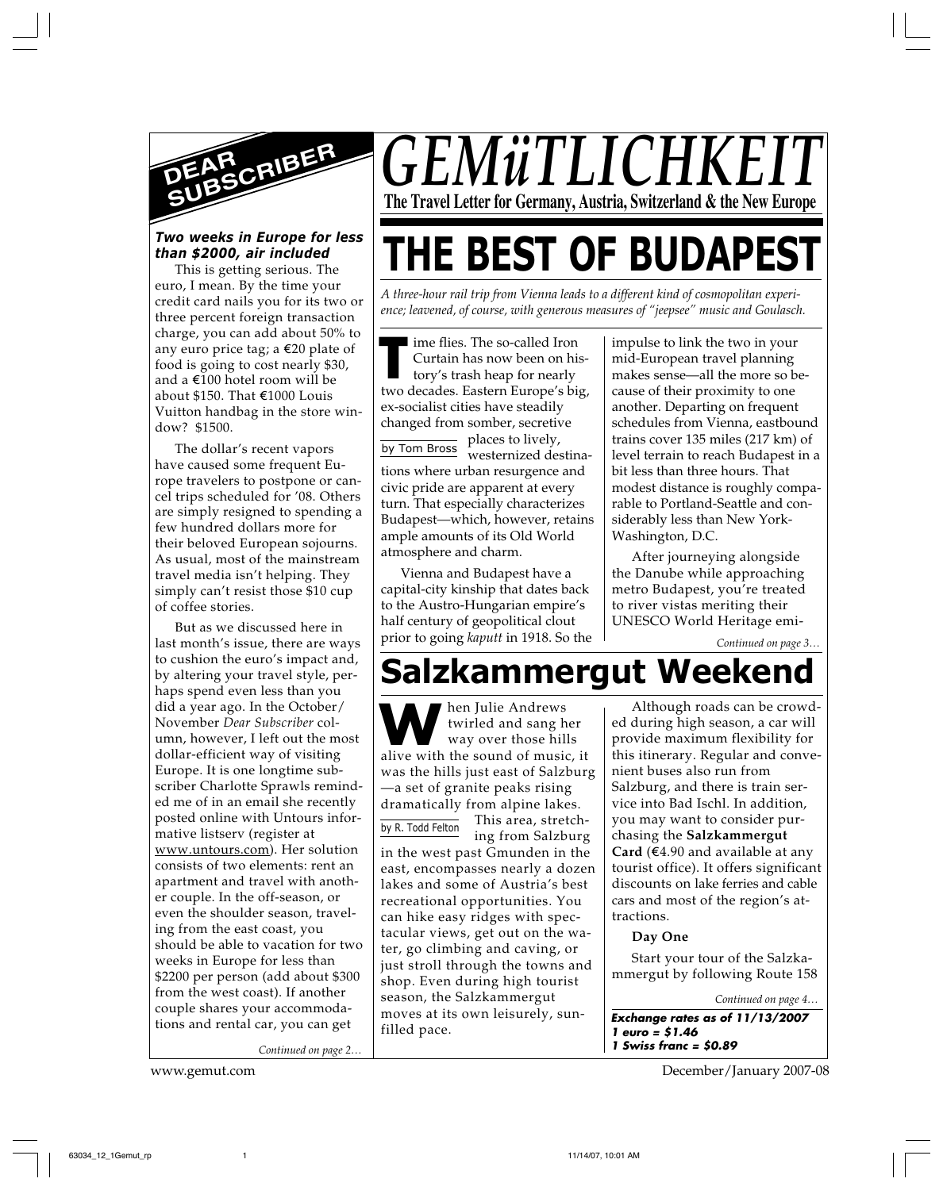# GEMüTLICHKEIT

**The Travel Letter for Germany, Austria, Switzerland & the New Europe**

## DEAR SUBSCRIBER

***Two weeks in Europe for less than $2000, air included***

This is getting serious. The euro, I mean. By the time your credit card nails you for its two or three percent foreign transaction charge, you can add about 50% to any euro price tag; a €20 plate of food is going to cost nearly $30, and a €100 hotel room will be about $150. That €1000 Louis Vuitton handbag in the store window? $1500.

The dollar's recent vapors have caused some frequent Europe travelers to postpone or cancel trips scheduled for '08. Others are simply resigned to spending a few hundred dollars more for their beloved European sojourns. As usual, most of the mainstream travel media isn't helping. They simply can't resist those $10 cup of coffee stories.

But as we discussed here in last month's issue, there are ways to cushion the euro's impact and, by altering your travel style, perhaps spend even less than you did a year ago. In the October/November *Dear Subscriber* column, however, I left out the most dollar-efficient way of visiting Europe. It is one longtime subscriber Charlotte Sprawls reminded me of in an email she recently posted online with Untours informative listserv (register at www.untours.com). Her solution consists of two elements: rent an apartment and travel with another couple. In the off-season, or even the shoulder season, traveling from the east coast, you should be able to vacation for two weeks in Europe for less than $2200 per person (add about $300 from the west coast). If another couple shares your accommodations and rental car, you can get

*Continued on page 2…*

# THE BEST OF BUDAPEST

*A three-hour rail trip from Vienna leads to a different kind of cosmopolitan experience; leavened, of course, with generous measures of "jeepsee" music and Goulasch.*

by Tom Bross

Time flies. The so-called Iron Curtain has now been on history's trash heap for nearly two decades. Eastern Europe's big, ex-socialist cities have steadily changed from somber, secretive places to lively, westernized destinations where urban resurgence and civic pride are apparent at every turn. That especially characterizes Budapest—which, however, retains ample amounts of its Old World atmosphere and charm.

Vienna and Budapest have a capital-city kinship that dates back to the Austro-Hungarian empire's half century of geopolitical clout prior to going *kaputt* in 1918. So the impulse to link the two in your mid-European travel planning makes sense—all the more so because of their proximity to one another. Departing on frequent schedules from Vienna, eastbound trains cover 135 miles (217 km) of level terrain to reach Budapest in a bit less than three hours. That modest distance is roughly comparable to Portland-Seattle and considerably less than New York-Washington, D.C.

After journeying alongside the Danube while approaching metro Budapest, you're treated to river vistas meriting their UNESCO World Heritage emi-

*Continued on page 3…*

# Salzkammergut Weekend

by R. Todd Felton

When Julie Andrews twirled and sang her way over those hills alive with the sound of music, it was the hills just east of Salzburg—a set of granite peaks rising dramatically from alpine lakes.

This area, stretching from Salzburg in the east, west past Gmunden in the west, encompasses nearly a dozen lakes and some of Austria's best recreational opportunities. You can hike easy ridges with spectacular views, get out on the water, go climbing and caving, or just stroll through the towns and shop. Even during high tourist season, the Salzkammergut moves at its own leisurely, sun-filled pace.

Although roads can be crowded during high season, a car will provide maximum flexibility for this itinerary. Regular and convenient buses also run from Salzburg, and there is train service into Bad Ischl. In addition, you may want to consider purchasing the **Salzkammergut Card** (€4.90 and available at any tourist office). It offers significant discounts on lake ferries and cable cars and most of the region's attractions.

**Day One**

Start your tour of the Salzkammergut by following Route 158

*Continued on page 4…*

***Exchange rates as of 11/13/2007***
***1 euro = $1.46***
***1 Swiss franc = $0.89***

www.gemut.com — December/January 2007-08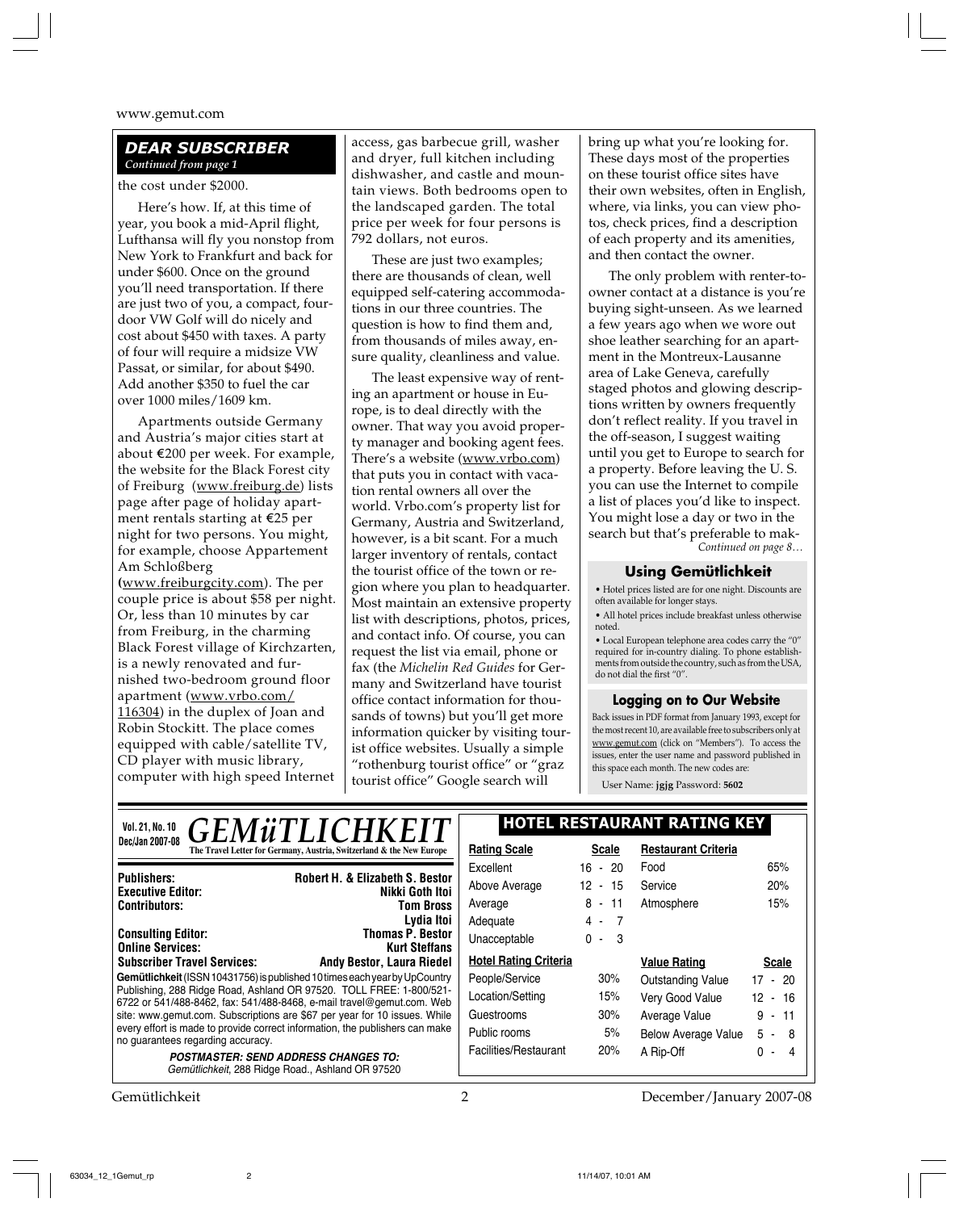## DEAR SUBSCRIBER

*Continued from page 1*

the cost under $2000.

Here's how. If, at this time of year, you book a mid-April flight, Lufthansa will fly you nonstop from New York to Frankfurt and back for under $600. Once on the ground you'll need transportation. If there are just two of you, a compact, four-door VW Golf will do nicely and cost about $450 with taxes. A party of four will require a midsize VW Passat, or similar, for about $490. Add another $350 to fuel the car over 1000 miles/1609 km.

Apartments outside Germany and Austria's major cities start at about €200 per week. For example, the website for the Black Forest city of Freiburg (www.freiburg.de) lists page after page of holiday apartment rentals starting at €25 per night for two persons. You might, for example, choose Appartement Am Schloßberg (www.freiburgcity.com). The per couple price is about $58 per night. Or, less than 10 minutes by car from Freiburg, in the charming Black Forest village of Kirchzarten, is a newly renovated and furnished two-bedroom ground floor apartment (www.vrbo.com/116304) in the duplex of Joan and Robin Stockitt. The place comes equipped with cable/satellite TV, CD player with music library, computer with high speed Internet access, gas barbecue grill, washer and dryer, full kitchen including dishwasher, and castle and mountain views. Both bedrooms open to the landscaped garden. The total price per week for four persons is 792 dollars, not euros.

These are just two examples; there are thousands of clean, well equipped self-catering accommodations in our three countries. The question is how to find them and, from thousands of miles away, ensure quality, cleanliness and value.

The least expensive way of renting an apartment or house in Europe, is to deal directly with the owner. That way you avoid property manager and booking agent fees. There's a website (www.vrbo.com) that puts you in contact with vacation rental owners all over the world. Vrbo.com's property list for Germany, Austria and Switzerland, however, is a bit scant. For a much larger inventory of rentals, contact the tourist office of the town or region where you plan to headquarter. Most maintain an extensive property list with descriptions, photos, prices, and contact info. Of course, you can request the list via email, phone or fax (the *Michelin Red Guides* for Germany and Switzerland have tourist office contact information for thousands of towns) but you'll get more information quicker by visiting tourist office websites. Usually a simple "rothenburg tourist office" or "graz tourist office" Google search will bring up what you're looking for. These days most of the properties on these tourist office sites have their own websites, often in English, where, via links, you can view photos, check prices, find a description of each property and its amenities, and then contact the owner.

The only problem with renter-to-owner contact at a distance is you're buying sight-unseen. As we learned a few years ago when we wore out shoe leather searching for an apartment in the Montreux-Lausanne area of Lake Geneva, carefully staged photos and glowing descriptions written by owners frequently don't reflect reality. If you travel in the off-season, I suggest waiting until you get to Europe to search for a property. Before leaving the U. S. you can use the Internet to compile a list of places you'd like to inspect. You might lose a day or two in the search but that's preferable to mak-

*Continued on page 8…*

### Using Gemütlichkeit

- Hotel prices listed are for one night. Discounts are often available for longer stays.
- All hotel prices include breakfast unless otherwise noted.
- Local European telephone area codes carry the "0" required for in-country dialing. To phone establishments from outside the country, such as from the USA, do not dial the first "0".

### Logging on to Our Website

Back issues in PDF format from January 1993, except for the most recent 10, are available free to subscribers only at www.gemut.com (click on "Members"). To access the issues, enter the user name and password published in this space each month. The new codes are:

User Name: **jgjg** Password: **5602**

---

Vol. 21, No. 10
Dec/Jan 2007-08

# GEMüTLICHKEIT

**The Travel Letter for Germany, Austria, Switzerland & the New Europe**

| | |
|---|---|
| **Publishers:** | **Robert H. & Elizabeth S. Bestor** |
| **Executive Editor:** | **Nikki Goth Itoi** |
| **Contributors:** | **Tom Bross** |
| | **Lydia Itoi** |
| **Consulting Editor:** | **Thomas P. Bestor** |
| **Online Services:** | **Kurt Steffans** |
| **Subscriber Travel Services:** | **Andy Bestor, Laura Riedel** |

**Gemütlichkeit** (ISSN 10431756) is published 10 times each year by UpCountry Publishing, 288 Ridge Road, Ashland OR 97520. TOLL FREE: 1-800/521-6722 or 541/488-8462, fax: 541/488-8468, e-mail travel@gemut.com. Web site: www.gemut.com. Subscriptions are $67 per year for 10 issues. While every effort is made to provide correct information, the publishers can make no guarantees regarding accuracy.

***POSTMASTER: SEND ADDRESS CHANGES TO:***
*Gemütlichkeit, 288 Ridge Road., Ashland OR 97520*

### HOTEL RESTAURANT RATING KEY

| Rating Scale | Scale |
|---|---|
| Excellent | 16 - 20 |
| Above Average | 12 - 15 |
| Average | 8 - 11 |
| Adequate | 4 - 7 |
| Unacceptable | 0 - 3 |

| Restaurant Criteria | |
|---|---|
| Food | 65% |
| Service | 20% |
| Atmosphere | 15% |

| Hotel Rating Criteria | |
|---|---|
| People/Service | 30% |
| Location/Setting | 15% |
| Guestrooms | 30% |
| Public rooms | 5% |
| Facilities/Restaurant | 20% |

| Value Rating | Scale |
|---|---|
| Outstanding Value | 17 - 20 |
| Very Good Value | 12 - 16 |
| Average Value | 9 - 11 |
| Below Average Value | 5 - 8 |
| A Rip-Off | 0 - 4 |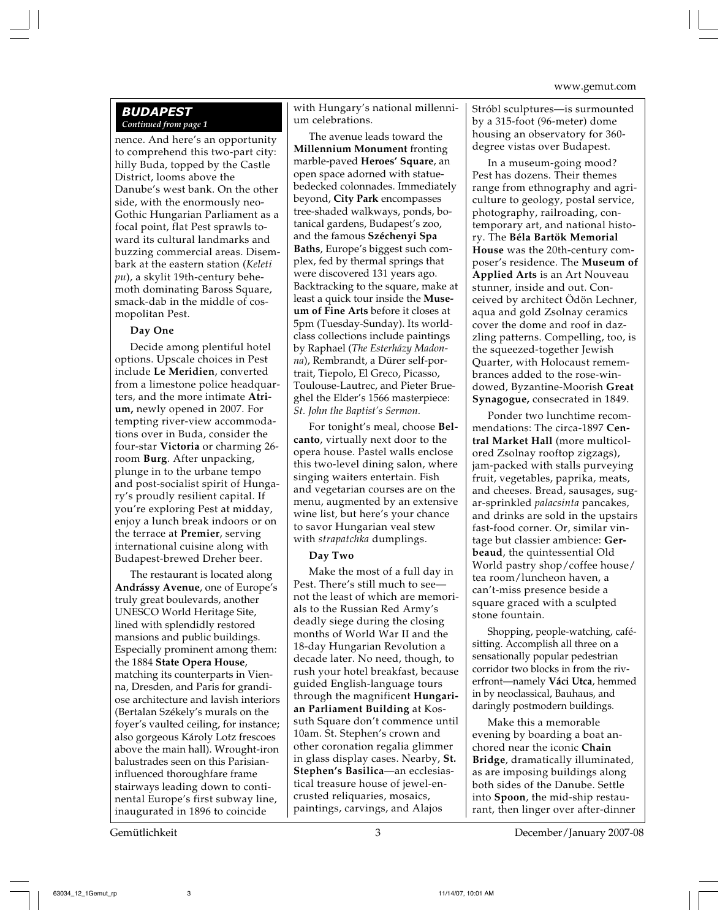## BUDAPEST

*Continued from page 1*

nence. And here's an opportunity to comprehend this two-part city: hilly Buda, topped by the Castle District, looms above the Danube's west bank. On the other side, with the enormously neo-Gothic Hungarian Parliament as a focal point, flat Pest sprawls toward its cultural landmarks and buzzing commercial areas. Disembark at the eastern station (*Keleti pu*), a skylit 19th-century behemoth dominating Baross Square, smack-dab in the middle of cosmopolitan Pest.

### Day One

Decide among plentiful hotel options. Upscale choices in Pest include **Le Meridien**, converted from a limestone police headquarters, and the more intimate **Atrium,** newly opened in 2007. For tempting river-view accommodations over in Buda, consider the four-star **Victoria** or charming 26-room **Burg**. After unpacking, plunge in to the urbane tempo and post-socialist spirit of Hungary's proudly resilient capital. If you're exploring Pest at midday, enjoy a lunch break indoors or on the terrace at **Premier**, serving international cuisine along with Budapest-brewed Dreher beer.

The restaurant is located along **Andrássy Avenue**, one of Europe's truly great boulevards, another UNESCO World Heritage Site, lined with splendidly restored mansions and public buildings. Especially prominent among them: the 1884 **State Opera House**, matching its counterparts in Vienna, Dresden, and Paris for grandiose architecture and lavish interiors (Bertalan Székely's murals on the foyer's vaulted ceiling, for instance; also gorgeous Károly Lotz frescoes above the main hall). Wrought-iron balustrades seen on this Parisian-influenced thoroughfare frame stairways leading down to continental Europe's first subway line, inaugurated in 1896 to coincide with Hungary's national millennium celebrations.

The avenue leads toward the **Millennium Monument** fronting marble-paved **Heroes' Square**, an open space adorned with statue-bedecked colonnades. Immediately beyond, **City Park** encompasses tree-shaded walkways, ponds, botanical gardens, Budapest's zoo, and the famous **Széchenyi Spa Baths**, Europe's biggest such complex, fed by thermal springs that were discovered 131 years ago. Backtracking to the square, make at least a quick tour inside the **Museum of Fine Arts** before it closes at 5pm (Tuesday-Sunday). Its world-class collections include paintings by Raphael (*The Esterházy Madonna*), Rembrandt, a Dürer self-portrait, Tiepolo, El Greco, Picasso, Toulouse-Lautrec, and Pieter Brueghel the Elder's 1566 masterpiece: *St. John the Baptist's Sermon.*

For tonight's meal, choose **Belcanto**, virtually next door to the opera house. Pastel walls enclose this two-level dining salon, where singing waiters entertain. Fish and vegetarian courses are on the menu, augmented by an extensive wine list, but here's your chance to savor Hungarian veal stew with *strapatchka* dumplings.

### Day Two

Make the most of a full day in Pest. There's still much to see—not the least of which are memorials to the Russian Red Army's deadly siege during the closing months of World War II and the 18-day Hungarian Revolution a decade later. No need, though, to rush your hotel breakfast, because guided English-language tours through the magnificent **Hungarian Parliament Building** at Kossuth Square don't commence until 10am. St. Stephen's crown and other coronation regalia glimmer in glass display cases. Nearby, **St. Stephen's Basilica**—an ecclesiastical treasure house of jewel-encrusted reliquaries, mosaics, paintings, carvings, and Alajos Stróbl sculptures—is surmounted by a 315-foot (96-meter) dome housing an observatory for 360-degree vistas over Budapest.

In a museum-going mood? Pest has dozens. Their themes range from ethnography and agriculture to geology, postal service, photography, railroading, contemporary art, and national history. The **Béla Bartók Memorial House** was the 20th-century composer's residence. The **Museum of Applied Arts** is an Art Nouveau stunner, inside and out. Conceived by architect Ödön Lechner, aqua and gold Zsolnay ceramics cover the dome and roof in dazzling patterns. Compelling, too, is the squeezed-together Jewish Quarter, with Holocaust remembrances added to the rose-windowed, Byzantine-Moorish **Great Synagogue,** consecrated in 1849.

Ponder two lunchtime recommendations: The circa-1897 **Central Market Hall** (more multicolored Zsolnay rooftop zigzags), jam-packed with stalls purveying fruit, vegetables, paprika, meats, and cheeses. Bread, sausages, sugar-sprinkled *palacsinta* pancakes, and drinks are sold in the upstairs fast-food corner. Or, similar vintage but classier ambience: **Gerbeaud**, the quintessential Old World pastry shop/coffee house/tea room/luncheon haven, a can't-miss presence beside a square graced with a sculpted stone fountain.

Shopping, people-watching, café-sitting. Accomplish all three on a sensationally popular pedestrian corridor two blocks in from the riverfront—namely **Váci Utca**, hemmed in by neoclassical, Bauhaus, and daringly postmodern buildings.

Make this a memorable evening by boarding a boat anchored near the iconic **Chain Bridge**, dramatically illuminated, as are imposing buildings along both sides of the Danube. Settle into **Spoon**, the mid-ship restaurant, then linger over after-dinner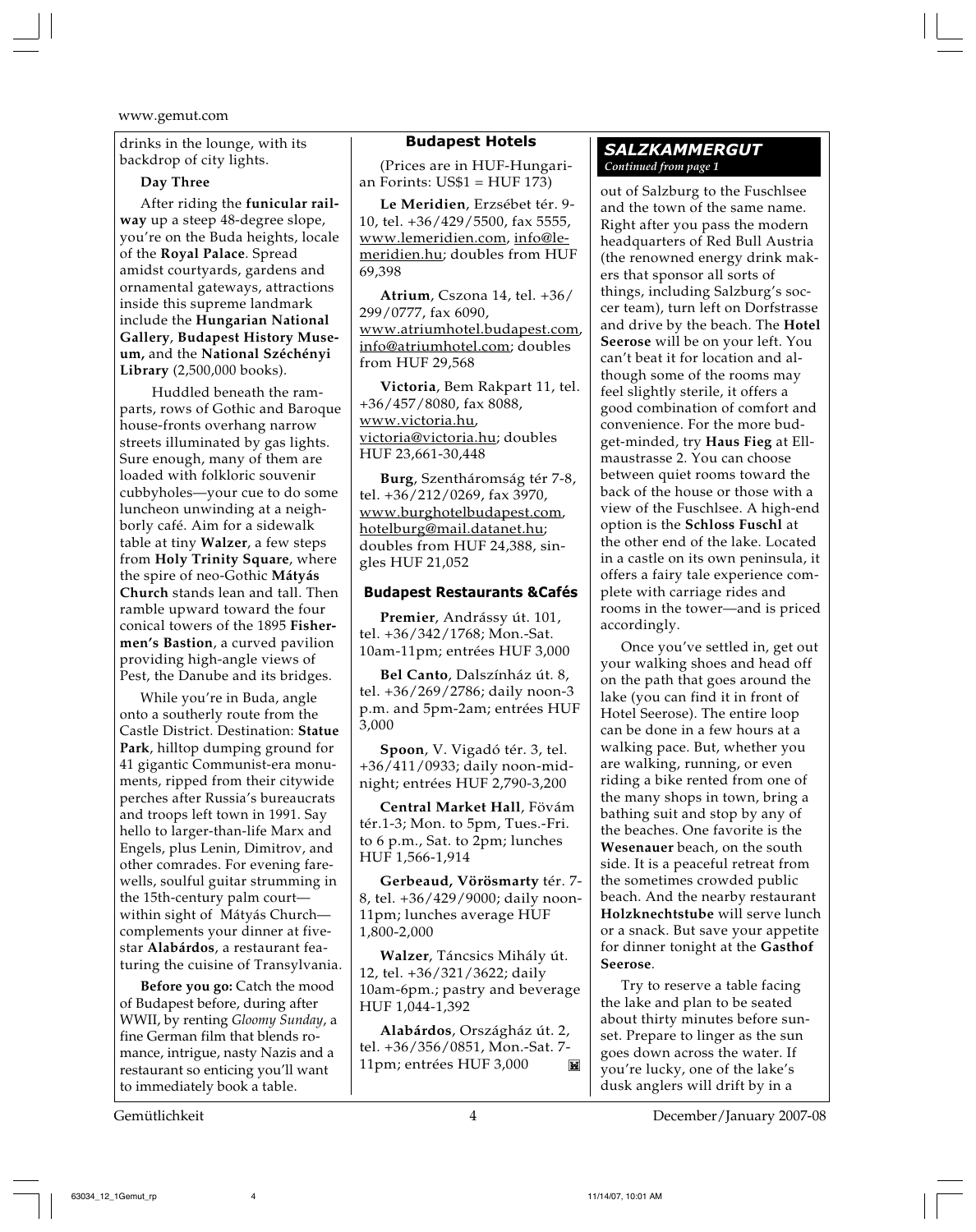drinks in the lounge, with its backdrop of city lights.

**Day Three**

After riding the **funicular railway** up a steep 48-degree slope, you're on the Buda heights, locale of the **Royal Palace**. Spread amidst courtyards, gardens and ornamental gateways, attractions inside this supreme landmark include the **Hungarian National Gallery**, **Budapest History Museum,** and the **National Széchényi Library** (2,500,000 books).

Huddled beneath the ramparts, rows of Gothic and Baroque house-fronts overhang narrow streets illuminated by gas lights. Sure enough, many of them are loaded with folkloric souvenir cubbyholes—your cue to do some luncheon unwinding at a neighborly café. Aim for a sidewalk table at tiny **Walzer**, a few steps from **Holy Trinity Square**, where the spire of neo-Gothic **Mátyás Church** stands lean and tall. Then ramble upward toward the four conical towers of the 1895 **Fishermen's Bastion**, a curved pavilion providing high-angle views of Pest, the Danube and its bridges.

While you're in Buda, angle onto a southerly route from the Castle District. Destination: **Statue Park**, hilltop dumping ground for 41 gigantic Communist-era monuments, ripped from their citywide perches after Russia's bureaucrats and troops left town in 1991. Say hello to larger-than-life Marx and Engels, plus Lenin, Dimitrov, and other comrades. For evening farewells, soulful guitar strumming in the 15th-century palm court—within sight of Mátyás Church—complements your dinner at five-star **Alabárdos**, a restaurant featuring the cuisine of Transylvania.

**Before you go:** Catch the mood of Budapest before, during after WWII, by renting *Gloomy Sunday*, a fine German film that blends romance, intrigue, nasty Nazis and a restaurant so enticing you'll want to immediately book a table.

### Budapest Hotels

(Prices are in HUF-Hungarian Forints: US$1 = HUF 173)

**Le Meridien**, Erzsébet tér. 9-10, tel. +36/429/5500, fax 5555, www.lemeridien.com, info@lemeridien.hu; doubles from HUF 69,398

**Atrium**, Cszona 14, tel. +36/299/0777, fax 6090, www.atriumhotel.budapest.com, info@atriumhotel.com; doubles from HUF 29,568

**Victoria**, Bem Rakpart 11, tel. +36/457/8080, fax 8088, www.victoria.hu, victoria@victoria.hu; doubles HUF 23,661-30,448

**Burg**, Szentháromság tér 7-8, tel. +36/212/0269, fax 3970, www.burghotelbudapest.com, hotelburg@mail.datanet.hu; doubles from HUF 24,388, singles HUF 21,052

### Budapest Restaurants &Cafés

**Premier**, Andrássy út. 101, tel. +36/342/1768; Mon.-Sat. 10am-11pm; entrées HUF 3,000

**Bel Canto**, Dalszínház út. 8, tel. +36/269/2786; daily noon-3 p.m. and 5pm-2am; entrées HUF 3,000

**Spoon**, V. Vigadó tér. 3, tel. +36/411/0933; daily noon-midnight; entrées HUF 2,790-3,200

**Central Market Hall**, Fövám tér.1-3; Mon. to 5pm, Tues.-Fri. to 6 p.m., Sat. to 2pm; lunches HUF 1,566-1,914

**Gerbeaud, Vörösmarty** tér. 7-8, tel. +36/429/9000; daily noon-11pm; lunches average HUF 1,800-2,000

**Walzer**, Táncsics Mihály út. 12, tel. +36/321/3622; daily 10am-6pm.; pastry and beverage HUF 1,044-1,392

**Alabárdos**, Országház út. 2, tel. +36/356/0851, Mon.-Sat. 7-11pm; entrées HUF 3,000

### *SALZKAMMERGUT*
*Continued from page 1*

out of Salzburg to the Fuschlsee and the town of the same name. Right after you pass the modern headquarters of Red Bull Austria (the renowned energy drink makers that sponsor all sorts of things, including Salzburg's soccer team), turn left on Dorfstrasse and drive by the beach. The **Hotel Seerose** will be on your left. You can't beat it for location and although some of the rooms may feel slightly sterile, it offers a good combination of comfort and convenience. For the more budget-minded, try **Haus Fieg** at Ellmaustrasse 2. You can choose between quiet rooms toward the back of the house or those with a view of the Fuschlsee. A high-end option is the **Schloss Fuschl** at the other end of the lake. Located in a castle on its own peninsula, it offers a fairy tale experience complete with carriage rides and rooms in the tower—and is priced accordingly.

Once you've settled in, get out your walking shoes and head off on the path that goes around the lake (you can find it in front of Hotel Seerose). The entire loop can be done in a few hours at a walking pace. But, whether you are walking, running, or even riding a bike rented from one of the many shops in town, bring a bathing suit and stop by any of the beaches. One favorite is the **Wesenauer** beach, on the south side. It is a peaceful retreat from the sometimes crowded public beach. And the nearby restaurant **Holzknechtstube** will serve lunch or a snack. But save your appetite for dinner tonight at the **Gasthof Seerose**.

Try to reserve a table facing the lake and plan to be seated about thirty minutes before sunset. Prepare to linger as the sun goes down across the water. If you're lucky, one of the lake's dusk anglers will drift by in a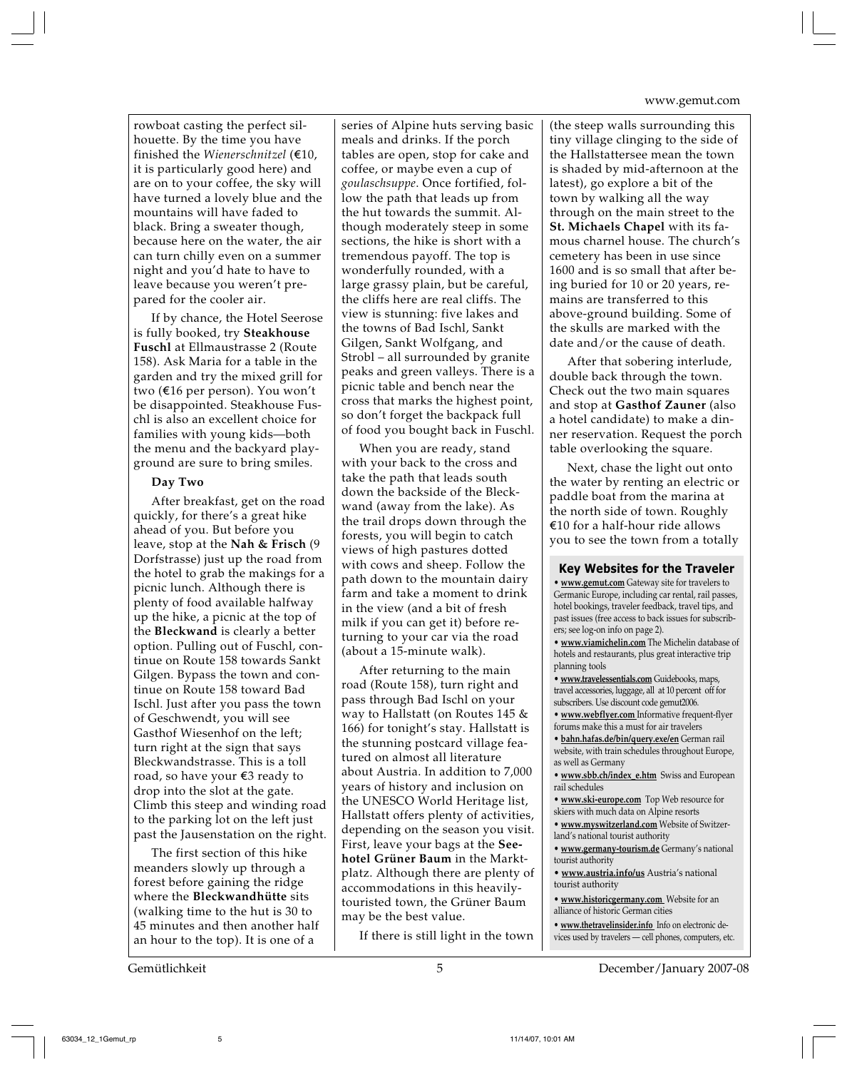rowboat casting the perfect silhouette. By the time you have finished the *Wienerschnitzel* (€10, it is particularly good here) and are on to your coffee, the sky will have turned a lovely blue and the mountains will have faded to black. Bring a sweater though, because here on the water, the air can turn chilly even on a summer night and you'd hate to have to leave because you weren't prepared for the cooler air.

If by chance, the Hotel Seerose is fully booked, try **Steakhouse Fuschl** at Ellmaustrasse 2 (Route 158). Ask Maria for a table in the garden and try the mixed grill for two (€16 per person). You won't be disappointed. Steakhouse Fuschl is also an excellent choice for families with young kids—both the menu and the backyard playground are sure to bring smiles.

**Day Two**

After breakfast, get on the road quickly, for there's a great hike ahead of you. But before you leave, stop at the **Nah & Frisch** (9 Dorfstrasse) just up the road from the hotel to grab the makings for a picnic lunch. Although there is plenty of food available halfway up the hike, a picnic at the top of the **Bleckwand** is clearly a better option. Pulling out of Fuschl, continue on Route 158 towards Sankt Gilgen. Bypass the town and continue on Route 158 toward Bad Ischl. Just after you pass the town of Geschwendt, you will see Gasthof Wiesenhof on the left; turn right at the sign that says Bleckwandstrasse. This is a toll road, so have your €3 ready to drop into the slot at the gate. Climb this steep and winding road to the parking lot on the left just past the Jausenstation on the right.

The first section of this hike meanders slowly up through a forest before gaining the ridge where the **Bleckwandhütte** sits (walking time to the hut is 30 to 45 minutes and then another half an hour to the top). It is one of a series of Alpine huts serving basic meals and drinks. If the porch tables are open, stop for cake and coffee, or maybe even a cup of *goulaschsuppe*. Once fortified, follow the path that leads up from the hut towards the summit. Although moderately steep in some sections, the hike is short with a tremendous payoff. The top is wonderfully rounded, with a large grassy plain, but be careful, the cliffs here are real cliffs. The view is stunning: five lakes and the towns of Bad Ischl, Sankt Gilgen, Sankt Wolfgang, and Strobl – all surrounded by granite peaks and green valleys. There is a picnic table and bench near the cross that marks the highest point, so don't forget the backpack full of food you bought back in Fuschl.

When you are ready, stand with your back to the cross and take the path that leads south down the backside of the Bleckwand (away from the lake). As the trail drops down through the forests, you will begin to catch views of high pastures dotted with cows and sheep. Follow the path down to the mountain dairy farm and take a moment to drink in the view (and a bit of fresh milk if you can get it) before returning to your car via the road (about a 15-minute walk).

After returning to the main road (Route 158), turn right and pass through Bad Ischl on your way to Hallstatt (on Routes 145 & 166) for tonight's stay. Hallstatt is the stunning postcard village featured on almost all literature about Austria. In addition to 7,000 years of history and inclusion on the UNESCO World Heritage list, Hallstatt offers plenty of activities, depending on the season you visit. First, leave your bags at the **Seehotel Grüner Baum** in the Marktplatz. Although there are plenty of accommodations in this heavily-touristed town, the Grüner Baum may be the best value.

If there is still light in the town (the steep walls surrounding this tiny village clinging to the side of the Hallstattersee mean the town is shaded by mid-afternoon at the latest), go explore a bit of the town by walking all the way through on the main street to the **St. Michaels Chapel** with its famous charnel house. The church's cemetery has been in use since 1600 and is so small that after being buried for 10 or 20 years, remains are transferred to this above-ground building. Some of the skulls are marked with the date and/or the cause of death.

After that sobering interlude, double back through the town. Check out the two main squares and stop at **Gasthof Zauner** (also a hotel candidate) to make a dinner reservation. Request the porch table overlooking the square.

Next, chase the light out onto the water by renting an electric or paddle boat from the marina at the north side of town. Roughly €10 for a half-hour ride allows you to see the town from a totally

### Key Websites for the Traveler

- **www.gemut.com** Gateway site for travelers to Germanic Europe, including car rental, rail passes, hotel bookings, traveler feedback, travel tips, and past issues (free access to back issues for subscribers; see log-on info on page 2).
- **www.viamichelin.com** The Michelin database of hotels and restaurants, plus great interactive trip planning tools
- **www.travelessentials.com** Guidebooks, maps, travel accessories, luggage, all at 10 percent off for subscribers. Use discount code gemut2006.
- **www.webflyer.com** Informative frequent-flyer forums make this a must for air travelers
- **bahn.hafas.de/bin/query.exe/en** German rail website, with train schedules throughout Europe, as well as Germany
- **www.sbb.ch/index_e.htm** Swiss and European rail schedules
- **www.ski-europe.com** Top Web resource for skiers with much data on Alpine resorts
- **www.myswitzerland.com** Website of Switzerland's national tourist authority
- **www.germany-tourism.de** Germany's national tourist authority
- **www.austria.info/us** Austria's national tourist authority
- **www.historicgermany.com** Website for an alliance of historic German cities
- **www.thetravelinsider.info** Info on electronic devices used by travelers — cell phones, computers, etc.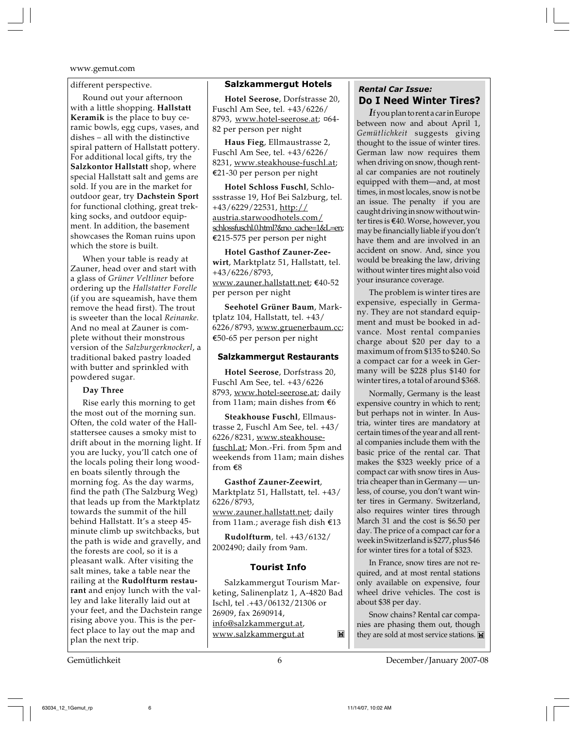different perspective.

Round out your afternoon with a little shopping. **Hallstatt Keramik** is the place to buy ceramic bowls, egg cups, vases, and dishes – all with the distinctive spiral pattern of Hallstatt pottery. For additional local gifts, try the **Salzkontor Hallstatt** shop, where special Hallstatt salt and gems are sold. If you are in the market for outdoor gear, try **Dachstein Sport** for functional clothing, great trekking socks, and outdoor equipment. In addition, the basement showcases the Roman ruins upon which the store is built.

When your table is ready at Zauner, head over and start with a glass of *Grüner Veltliner* before ordering up the *Hallstatter Forelle* (if you are squeamish, have them remove the head first). The trout is sweeter than the local *Reinanke.* And no meal at Zauner is complete without their monstrous version of the *Salzburgerknockerl*, a traditional baked pastry loaded with butter and sprinkled with powdered sugar.

**Day Three**

Rise early this morning to get the most out of the morning sun. Often, the cold water of the Hallstattersee causes a smoky mist to drift about in the morning light. If you are lucky, you'll catch one of the locals poling their long wooden boats silently through the morning fog. As the day warms, find the path (The Salzburg Weg) that leads up from the Marktplatz towards the summit of the hill behind Hallstatt. It's a steep 45-minute climb up switchbacks, but the path is wide and gravelly, and the forests are cool, so it is a pleasant walk. After visiting the salt mines, take a table near the railing at the **Rudolfturm restaurant** and enjoy lunch with the valley and lake literally laid out at your feet, and the Dachstein range rising above you. This is the perfect place to lay out the map and plan the next trip.

### Salzkammergut Hotels

**Hotel Seerose**, Dorfstrasse 20, Fuschl Am See, tel. +43/6226/ 8793, www.hotel-seerose.at; ¤64-82 per person per night

**Haus Fieg**, Ellmaustrasse 2, Fuschl Am See, tel. +43/6226/ 8231, www.steakhouse-fuschl.at; €21-30 per person per night

**Hotel Schloss Fuschl**, Schlossstrasse 19, Hof Bei Salzburg, tel. +43/6229/22531, http://austria.starwoodhotels.com/schlossfuschl.0.html?&no_cache=1&L=en; €215-575 per person per night

**Hotel Gasthof Zauner-Zeewirt**, Marktplatz 51, Hallstatt, tel. +43/6226/8793, www.zauner.hallstatt.net; €40-52 per person per night

**Seehotel Grüner Baum**, Marktplatz 104, Hallstatt, tel. +43/ 6226/8793, www.gruenerbaum.cc; €50-65 per person per night

### Salzkammergut Restaurants

**Hotel Seerose**, Dorfstrass 20, Fuschl Am See, tel. +43/6226 8793, www.hotel-seerose.at; daily from 11am; main dishes from €6

**Steakhouse Fuschl**, Ellmaustrasse 2, Fuschl Am See, tel. +43/ 6226/8231, www.steakhouse-fuschl.at; Mon.-Fri. from 5pm and weekends from 11am; main dishes from €8

**Gasthof Zauner-Zeewirt**, Marktplatz 51, Hallstatt, tel. +43/ 6226/8793, www.zauner.hallstatt.net; daily from 11am.; average fish dish €13

**Rudolfturm**, tel. +43/6132/ 2002490; daily from 9am.

### Tourist Info

Salzkammergut Tourism Marketing, Salinenplatz 1, A-4820 Bad Ischl, tel .+43/06132/21306 or 26909, fax 2690914, info@salzkammergut.at, www.salzkammergut.at

*Rental Car Issue:*

## Do I Need Winter Tires?

*If* you plan to rent a car in Europe between now and about April 1, *Gemütlichkeit* suggests giving thought to the issue of winter tires. German law now requires them when driving on snow, though rental car companies are not routinely equipped with them—and, at most times, in most locales, snow is not be an issue. The penalty if you are caught driving in snow without winter tires is €40. Worse, however, you may be financially liable if you don't have them and are involved in an accident on snow. And, since you would be breaking the law, driving without winter tires might also void your insurance coverage.

The problem is winter tires are expensive, especially in Germany. They are not standard equipment and must be booked in advance. Most rental companies charge about $20 per day to a maximum of from $135 to $240. So a compact car for a week in Germany will be $228 plus $140 for winter tires, a total of around $368.

Normally, Germany is the least expensive country in which to rent; but perhaps not in winter. In Austria, winter tires are mandatory at certain times of the year and all rental companies include them with the basic price of the rental car. That makes the $323 weekly price of a compact car with snow tires in Austria cheaper than in Germany — unless, of course, you don't want winter tires in Germany. Switzerland, also requires winter tires through March 31 and the cost is $6.50 per day. The price of a compact car for a week in Switzerland is $277, plus $46 for winter tires for a total of $323.

In France, snow tires are not required, and at most rental stations only available on expensive, four wheel drive vehicles. The cost is about $38 per day.

Snow chains? Rental car companies are phasing them out, though they are sold at most service stations.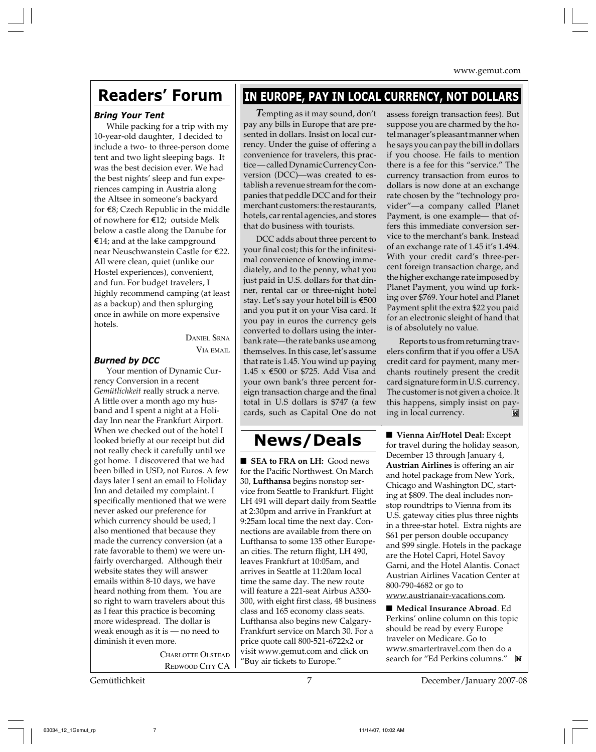# Readers' Forum

### *Bring Your Tent*

While packing for a trip with my 10-year-old daughter, I decided to include a two- to three-person dome tent and two light sleeping bags. It was the best decision ever. We had the best nights' sleep and fun experiences camping in Austria along the Altsee in someone's backyard for €8; Czech Republic in the middle of nowhere for €12; outside Melk below a castle along the Danube for €14; and at the lake campground near Neuschwanstein Castle for €22. All were clean, quiet (unlike our Hostel experiences), convenient, and fun. For budget travelers, I highly recommend camping (at least as a backup) and then splurging once in awhile on more expensive hotels.

DANIEL SRNA
VIA EMAIL

### *Burned by DCC*

Your mention of Dynamic Currency Conversion in a recent *Gemütlichkeit* really struck a nerve. A little over a month ago my husband and I spent a night at a Holiday Inn near the Frankfurt Airport. When we checked out of the hotel I did look briefly at our receipt but did not really check it carefully until we got home. I discovered that we had been billed in USD, not Euros. A few days later I sent an email to Holiday Inn and detailed my complaint. I specifically mentioned that we were never asked our preference for which currency should be used; I also mentioned that because they made the currency conversion (at a rate favorable to them) we were unfairly overcharged. Although their website states they will answer emails within 8-10 days, we have heard nothing from them. You are so right to warn travelers about this as I fear this practice is becoming more widespread. The dollar is weak enough as it is — no need to diminish it even more.

CHARLOTTE OLSTEAD
REDWOOD CITY CA

# IN EUROPE, PAY IN LOCAL CURRENCY, NOT DOLLARS

Tempting as it may sound, don't pay any bills in Europe that are presented in dollars. Insist on local currency. Under the guise of offering a convenience for travelers, this practice — called Dynamic Currency Conversion (DCC)—was created to establish a revenue stream for the companies that peddle DCC and for their merchant customers: the restaurants, hotels, car rental agencies, and stores that do business with tourists.

DCC adds about three percent to your final cost; this for the infinitesimal convenience of knowing immediately, and to the penny, what you just paid in U.S. dollars for that dinner, rental car or three-night hotel stay. Let's say your hotel bill is €500 and you put it on your Visa card. If you pay in euros the currency gets converted to dollars using the interbank rate—the rate banks use among themselves. In this case, let's assume that rate is 1.45. You wind up paying 1.45 x €500 or $725. Add Visa and your own bank's three percent foreign transaction charge and the final total in U.S dollars is $747 (a few cards, such as Capital One do not assess foreign transaction fees). But suppose you are charmed by the hotel manager's pleasant manner when he says you can pay the bill in dollars if you choose. He fails to mention there is a fee for this "service." The currency transaction from euros to dollars is now done at an exchange rate chosen by the "technology provider"—a company called Planet Payment, is one example— that offers this immediate conversion service to the merchant's bank. Instead of an exchange rate of 1.45 it's 1.494. With your credit card's three-percent foreign transaction charge, and the higher exchange rate imposed by Planet Payment, you wind up forking over $769. Your hotel and Planet Payment split the extra $22 you paid for an electronic sleight of hand that is of absolutely no value.

Reports to us from returning travelers confirm that if you offer a USA credit card for payment, many merchants routinely present the credit card signature form in U.S. currency. The customer is not given a choice. It this happens, simply insist on paying in local currency.

# News/Deals

■ **SEA to FRA on LH:** Good news for the Pacific Northwest. On March 30, **Lufthansa** begins nonstop service from Seattle to Frankfurt. Flight LH 491 will depart daily from Seattle at 2:30pm and arrive in Frankfurt at 9:25am local time the next day. Connections are available from there on Lufthansa to some 135 other European cities. The return flight, LH 490, leaves Frankfurt at 10:05am, and arrives in Seattle at 11:20am local time the same day. The new route will feature a 221-seat Airbus A330-300, with eight first class, 48 business class and 165 economy class seats. Lufthansa also begins new Calgary-Frankfurt service on March 30. For a price quote call 800-521-6722x2 or visit www.gemut.com and click on "Buy air tickets to Europe."

■ **Vienna Air/Hotel Deal:** Except for travel during the holiday season, December 13 through January 4, **Austrian Airlines** is offering an air and hotel package from New York, Chicago and Washington DC, starting at $809. The deal includes nonstop roundtrips to Vienna from its U.S. gateway cities plus three nights in a three-star hotel. Extra nights are $61 per person double occupancy and $99 single. Hotels in the package are the Hotel Capri, Hotel Savoy Garni, and the Hotel Alantis. Conact Austrian Airlines Vacation Center at 800-790-4682 or go to www.austrianair-vacations.com.

■ **Medical Insurance Abroad**. Ed Perkins' online column on this topic should be read by every Europe traveler on Medicare. Go to www.smartertravel.com then do a search for "Ed Perkins columns."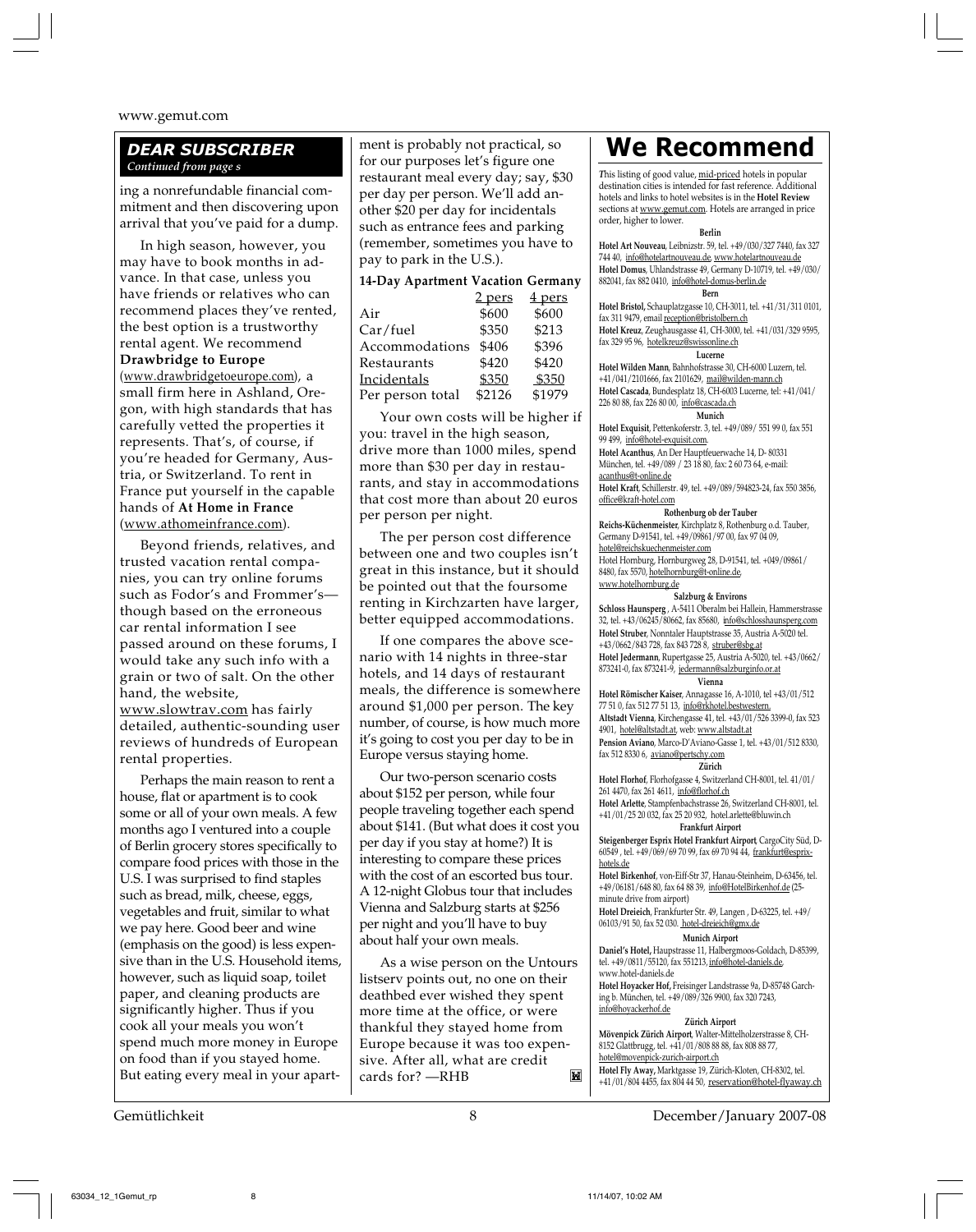## DEAR SUBSCRIBER

*Continued from page s*

ing a nonrefundable financial commitment and then discovering upon arrival that you've paid for a dump.

In high season, however, you may have to book months in advance. In that case, unless you have friends or relatives who can recommend places they've rented, the best option is a trustworthy rental agent. We recommend **Drawbridge to Europe** (www.drawbridgetoeurope.com), a small firm here in Ashland, Oregon, with high standards that has carefully vetted the properties it represents. That's, of course, if you're headed for Germany, Austria, or Switzerland. To rent in France put yourself in the capable hands of **At Home in France** (www.athomeinfrance.com).

Beyond friends, relatives, and trusted vacation rental companies, you can try online forums such as Fodor's and Frommer's—though based on the erroneous car rental information I see passed around on these forums, I would take any such info with a grain or two of salt. On the other hand, the website, www.slowtrav.com has fairly detailed, authentic-sounding user reviews of hundreds of European rental properties.

Perhaps the main reason to rent a house, flat or apartment is to cook some or all of your own meals. A few months ago I ventured into a couple of Berlin grocery stores specifically to compare food prices with those in the U.S. I was surprised to find staples such as bread, milk, cheese, eggs, vegetables and fruit, similar to what we pay here. Good beer and wine (emphasis on the good) is less expensive than in the U.S. Household items, however, such as liquid soap, toilet paper, and cleaning products are significantly higher. Thus if you cook all your meals you won't spend much more money in Europe on food than if you stayed home. But eating every meal in your apartment is probably not practical, so for our purposes let's figure one restaurant meal every day; say, $30 per day per person. We'll add another $20 per day for incidentals such as entrance fees and parking (remember, sometimes you have to pay to park in the U.S.).

**14-Day Apartment Vacation Germany**

| | 2 pers | 4 pers |
|---|---|---|
| Air | $600 | $600 |
| Car/fuel | $350 | $213 |
| Accommodations | $406 | $396 |
| Restaurants | $420 | $420 |
| Incidentals | $350 | $350 |
| Per person total | $2126 | $1979 |

Your own costs will be higher if you: travel in the high season, drive more than 1000 miles, spend more than $30 per day in restaurants, and stay in accommodations that cost more than about 20 euros per person per night.

The per person cost difference between one and two couples isn't great in this instance, but it should be pointed out that the foursome renting in Kirchzarten have larger, better equipped accommodations.

If one compares the above scenario with 14 nights in three-star hotels, and 14 days of restaurant meals, the difference is somewhere around $1,000 per person. The key number, of course, is how much more it's going to cost you per day to be in Europe versus staying home.

Our two-person scenario costs about $152 per person, while four people traveling together each spend about $141. (But what does it cost you per day if you stay at home?) It is interesting to compare these prices with the cost of an escorted bus tour. A 12-night Globus tour that includes Vienna and Salzburg starts at $256 per night and you'll have to buy about half your own meals.

As a wise person on the Untours listserv points out, no one on their deathbed ever wished they spent more time at the office, or were thankful they stayed home from Europe because it was too expensive. After all, what are credit cards for? —RHB

# We Recommend

*T*his listing of good value, mid-priced hotels in popular destination cities is intended for fast reference. Additional hotels and links to hotel websites is in the **Hotel Review** sections at www.gemut.com. Hotels are arranged in price order, higher to lower.

**Berlin**

**Hotel Art Nouveau**, Leibnizstr. 59, tel. +49/030/327 7440, fax 327 744 40, info@hotelartnouveau.de, www.hotelartnouveau.de

**Hotel Domus**, Uhlandstrasse 49, Germany D-10719, tel. +49/030/882041, fax 882 0410, info@hotel-domus-berlin.de

**Bern**

**Hotel Bristol,** Schauplatzgasse 10, CH-3011, tel. +41/31/311 0101, fax 311 9479, email reception@bristolbern.ch

**Hotel Kreuz**, Zeughausgasse 41, CH-3000, tel. +41/031/329 9595, fax 329 95 96, hotelkreuz@swissonline.ch

**Lucerne**

**Hotel Wilden Mann**, Bahnhofstrasse 30, CH-6000 Luzern, tel. +41/041/2101666, fax 2101629, mail@wilden-mann.ch

**Hotel Cascada**, Bundesplatz 18, CH-6003 Lucerne, tel: +41/041/226 80 88, fax 226 80 00, info@cascada.ch

**Munich**

**Hotel Exquisit**, Pettenkoferstr. 3, tel. +49/089/ 551 99 0, fax 551 99 499, info@hotel-exquisit.com.

**Hotel Acanthus**, An Der Hauptfeuerwache 14, D- 80331 München, tel. +49/089 / 23 18 80, fax: 2 60 73 64, e-mail: acanthus@t-online.de

**Hotel Kraft**, Schillerstr. 49, tel. +49/089/594823-24, fax 550 3856, office@kraft-hotel.com

**Rothenburg ob der Tauber**

**Reichs-Küchenmeister**, Kirchplatz 8, Rothenburg o.d. Tauber, Germany D-91541, tel. +49/09861/97 00, fax 97 04 09, hotel@reichskuechenmeister.com

Hotel Hornburg, Hornburgweg 28, D-91541, tel. +049/09861/8480, fax 5570, hotelhornburg@t-online.de, www.hotelhornburg.de

**Salzburg & Environs**

**Schloss Haunsperg** , A-5411 Oberalm bei Hallein, Hammerstrasse 32, tel. +43/06245/80662, fax 85680, info@schlosshaunsperg.com

**Hotel Struber**, Nonntaler Hauptstrasse 35, Austria A-5020 tel. +43/0662/843 728, fax 843 728 8, struber@sbg.at

**Hotel Jedermann**, Rupertgasse 25, Austria A-5020, tel. +43/0662/873241-0, fax 873241-9, jedermann@salzburginfo.or.at

**Vienna**

**Hotel Römischer Kaiser**, Annagasse 16, A-1010, tel +43/01/512 77 51 0, fax 512 77 51 13, info@rkhotel.bestwestern.

**Altstadt Vienna**, Kirchengasse 41, tel. +43/01/526 3399-0, fax 523 4901, hotel@altstadt.at, web: www.altstadt.at

**Pension Aviano**, Marco-D'Aviano-Gasse 1, tel. +43/01/512 8330, fax 512 8330 6, aviano@pertschy.com

**Zürich**

**Hotel Florhof**, Florhofgasse 4, Switzerland CH-8001, tel. 41/01/261 4470, fax 261 4611, info@florhof.ch

**Hotel Arlette**, Stampfenbachstrasse 26, Switzerland CH-8001, tel. +41/01/25 20 032, fax 25 20 932, hotel.arlette@bluwin.ch

**Frankfurt Airport**

**Steigenberger Esprix Hotel Frankfurt Airport**, CargoCity Süd, D-60549 , tel. +49/069/69 70 99, fax 69 70 94 44, frankfurt@esprix-hotels.de

**Hotel Birkenhof**, von-Eiff-Str 37, Hanau-Steinheim, D-63456, tel. +49/06181/648 80, fax 64 88 39, info@HotelBirkenhof.de (25-minute drive from airport)

**Hotel Dreieich**, Frankfurter Str. 49, Langen , D-63225, tel. +49/06103/91 50, fax 52 030. hotel-dreieich@gmx.de

**Munich Airport**

**Daniel's Hotel,** Haupstrasse 11, Halbergmoos-Goldach, D-85399, tel. +49/0811/55120, fax 551213, info@hotel-daniels.de, www.hotel-daniels.de

**Hotel Hoyacker Hof,** Freisinger Landstrasse 9a, D-85748 Garching b. München, tel. +49/089/326 9900, fax 320 7243, info@hoyackerhof.de

**Zürich Airport**

**Mövenpick Zürich Airport**, Walter-Mittelholzerstrasse 8, CH-8152 Glattbrugg, tel. +41/01/808 88 88, fax 808 88 77, hotel@movenpick-zurich-airport.ch

**Hotel Fly Away,** Marktgasse 19, Zürich-Kloten, CH-8302, tel. +41/01/804 4455, fax 804 44 50, reservation@hotel-flyaway.ch